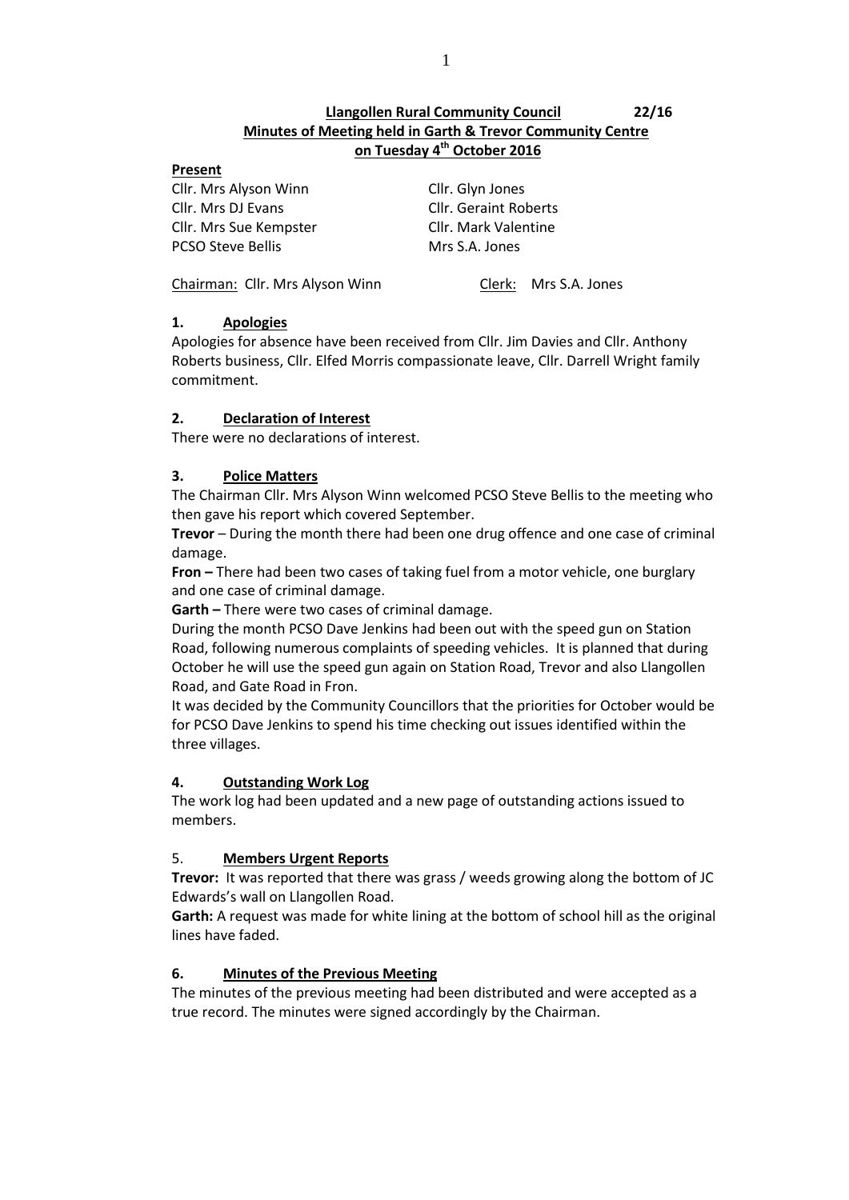# Llangollen Rural Community Council 22/16

## Minutes of Meeting held in Garth & Trevor Community Centre on Tuesday 4th October 2016

**Present**

Cllr. Mrs Alyson Winn
Cllr. Mrs DJ Evans
Cllr. Mrs Sue Kempster
PCSO Steve Bellis
Cllr. Glyn Jones
Cllr. Geraint Roberts
Cllr. Mark Valentine
Mrs S.A. Jones

Chairman: Cllr. Mrs Alyson Winn Clerk: Mrs S.A. Jones

### 1. Apologies

Apologies for absence have been received from Cllr. Jim Davies and Cllr. Anthony Roberts business, Cllr. Elfed Morris compassionate leave, Cllr. Darrell Wright family commitment.

### 2. Declaration of Interest

There were no declarations of interest.

### 3. Police Matters

The Chairman Cllr. Mrs Alyson Winn welcomed PCSO Steve Bellis to the meeting who then gave his report which covered September.

**Trevor** – During the month there had been one drug offence and one case of criminal damage.

**Fron –** There had been two cases of taking fuel from a motor vehicle, one burglary and one case of criminal damage.

**Garth –** There were two cases of criminal damage.

During the month PCSO Dave Jenkins had been out with the speed gun on Station Road, following numerous complaints of speeding vehicles. It is planned that during October he will use the speed gun again on Station Road, Trevor and also Llangollen Road, and Gate Road in Fron.

It was decided by the Community Councillors that the priorities for October would be for PCSO Dave Jenkins to spend his time checking out issues identified within the three villages.

### 4. Outstanding Work Log

The work log had been updated and a new page of outstanding actions issued to members.

### 5. Members Urgent Reports

**Trevor:** It was reported that there was grass / weeds growing along the bottom of JC Edwards's wall on Llangollen Road.

**Garth:** A request was made for white lining at the bottom of school hill as the original lines have faded.

### 6. Minutes of the Previous Meeting

The minutes of the previous meeting had been distributed and were accepted as a true record. The minutes were signed accordingly by the Chairman.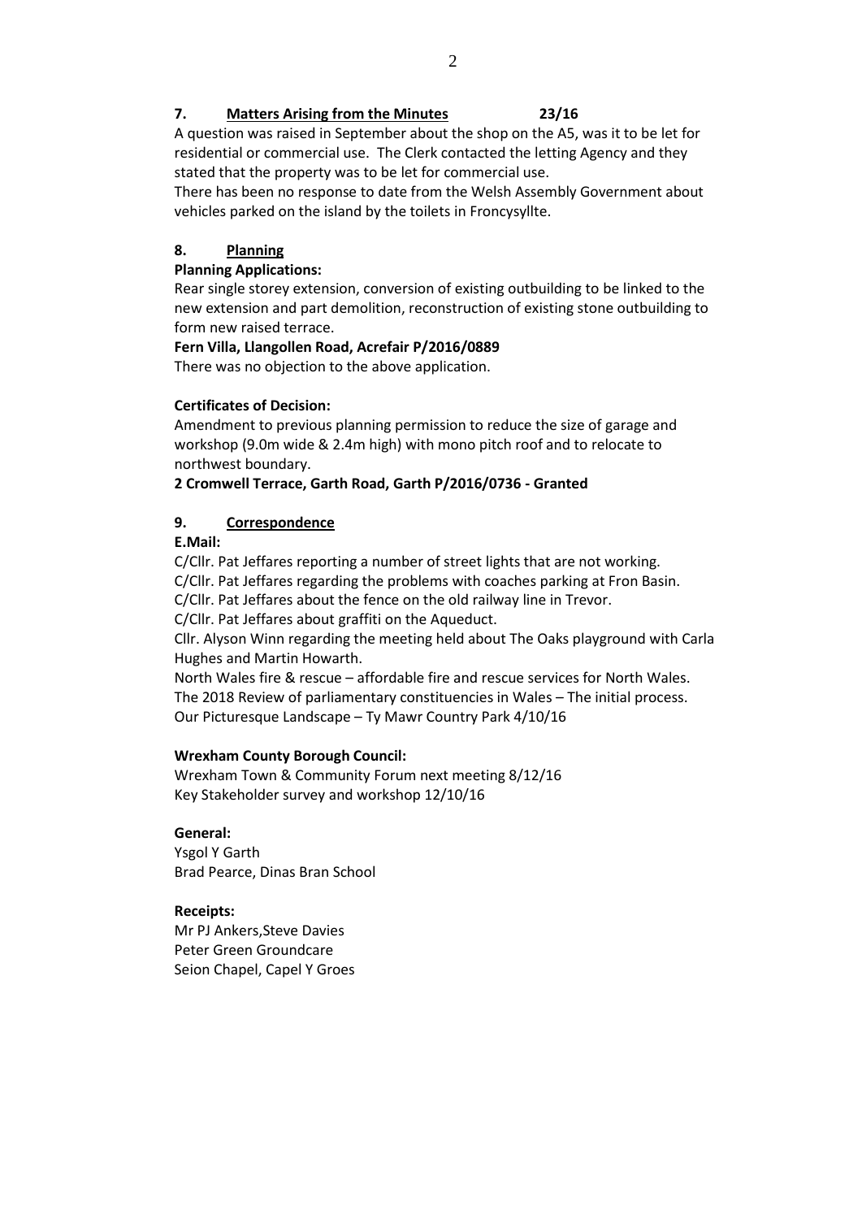## 7. Matters Arising from the Minutes 23/16

A question was raised in September about the shop on the A5, was it to be let for residential or commercial use. The Clerk contacted the letting Agency and they stated that the property was to be let for commercial use.

There has been no response to date from the Welsh Assembly Government about vehicles parked on the island by the toilets in Froncysyllte.

## 8. Planning

**Planning Applications:**

Rear single storey extension, conversion of existing outbuilding to be linked to the new extension and part demolition, reconstruction of existing stone outbuilding to form new raised terrace.

**Fern Villa, Llangollen Road, Acrefair P/2016/0889**

There was no objection to the above application.

**Certificates of Decision:**

Amendment to previous planning permission to reduce the size of garage and workshop (9.0m wide & 2.4m high) with mono pitch roof and to relocate to northwest boundary.

**2 Cromwell Terrace, Garth Road, Garth P/2016/0736 - Granted**

## 9. Correspondence

**E.Mail:**

C/Cllr. Pat Jeffares reporting a number of street lights that are not working.
C/Cllr. Pat Jeffares regarding the problems with coaches parking at Fron Basin.
C/Cllr. Pat Jeffares about the fence on the old railway line in Trevor.
C/Cllr. Pat Jeffares about graffiti on the Aqueduct.
Cllr. Alyson Winn regarding the meeting held about The Oaks playground with Carla Hughes and Martin Howarth.
North Wales fire & rescue – affordable fire and rescue services for North Wales.
The 2018 Review of parliamentary constituencies in Wales – The initial process.
Our Picturesque Landscape – Ty Mawr Country Park 4/10/16

**Wrexham County Borough Council:**

Wrexham Town & Community Forum next meeting 8/12/16
Key Stakeholder survey and workshop 12/10/16

**General:**

Ysgol Y Garth
Brad Pearce, Dinas Bran School

**Receipts:**

Mr PJ Ankers,Steve Davies
Peter Green Groundcare
Seion Chapel, Capel Y Groes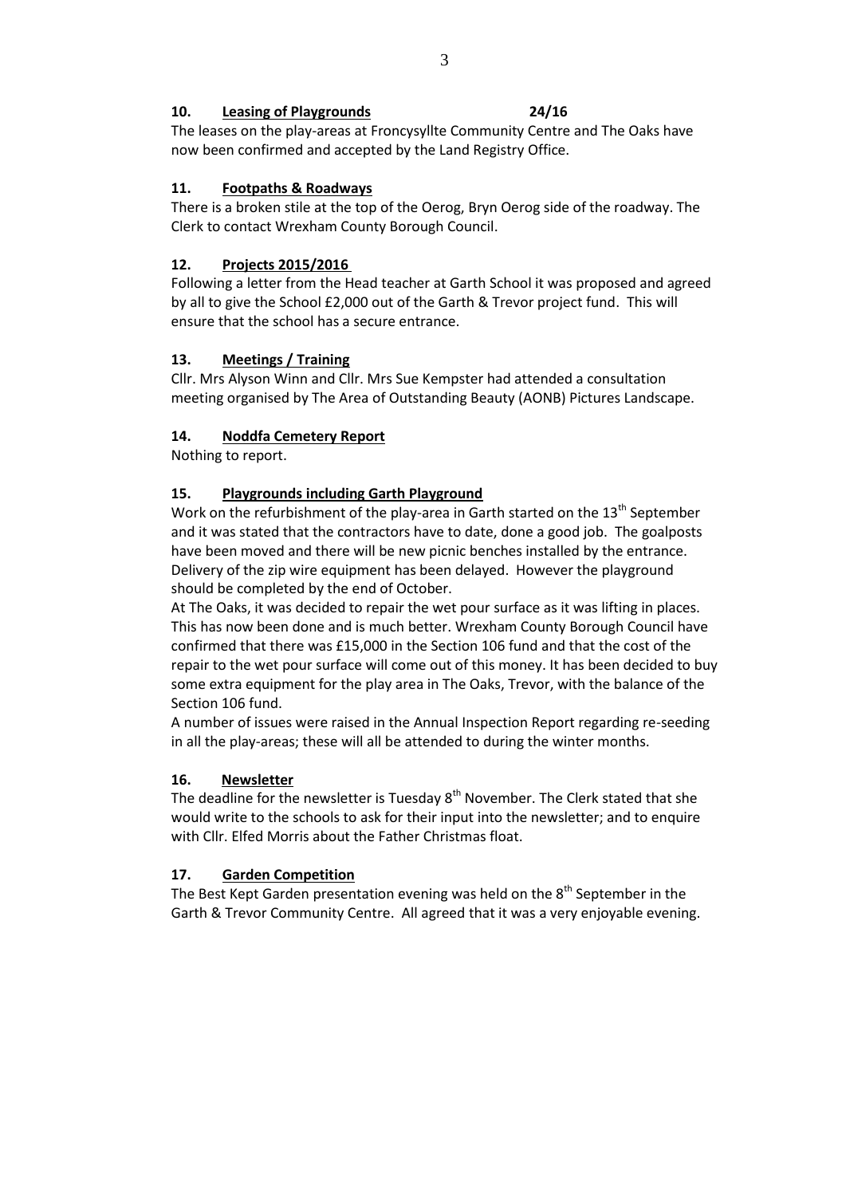**10. Leasing of Playgrounds 24/16**

The leases on the play-areas at Froncysyllte Community Centre and The Oaks have now been confirmed and accepted by the Land Registry Office.

**11. Footpaths & Roadways**

There is a broken stile at the top of the Oerog, Bryn Oerog side of the roadway. The Clerk to contact Wrexham County Borough Council.

**12. Projects 2015/2016**

Following a letter from the Head teacher at Garth School it was proposed and agreed by all to give the School £2,000 out of the Garth & Trevor project fund. This will ensure that the school has a secure entrance.

**13. Meetings / Training**

Cllr. Mrs Alyson Winn and Cllr. Mrs Sue Kempster had attended a consultation meeting organised by The Area of Outstanding Beauty (AONB) Pictures Landscape.

**14. Noddfa Cemetery Report**

Nothing to report.

**15. Playgrounds including Garth Playground**

Work on the refurbishment of the play-area in Garth started on the 13th September and it was stated that the contractors have to date, done a good job. The goalposts have been moved and there will be new picnic benches installed by the entrance. Delivery of the zip wire equipment has been delayed. However the playground should be completed by the end of October.

At The Oaks, it was decided to repair the wet pour surface as it was lifting in places. This has now been done and is much better. Wrexham County Borough Council have confirmed that there was £15,000 in the Section 106 fund and that the cost of the repair to the wet pour surface will come out of this money. It has been decided to buy some extra equipment for the play area in The Oaks, Trevor, with the balance of the Section 106 fund.

A number of issues were raised in the Annual Inspection Report regarding re-seeding in all the play-areas; these will all be attended to during the winter months.

**16. Newsletter**

The deadline for the newsletter is Tuesday 8th November. The Clerk stated that she would write to the schools to ask for their input into the newsletter; and to enquire with Cllr. Elfed Morris about the Father Christmas float.

**17. Garden Competition**

The Best Kept Garden presentation evening was held on the 8th September in the Garth & Trevor Community Centre. All agreed that it was a very enjoyable evening.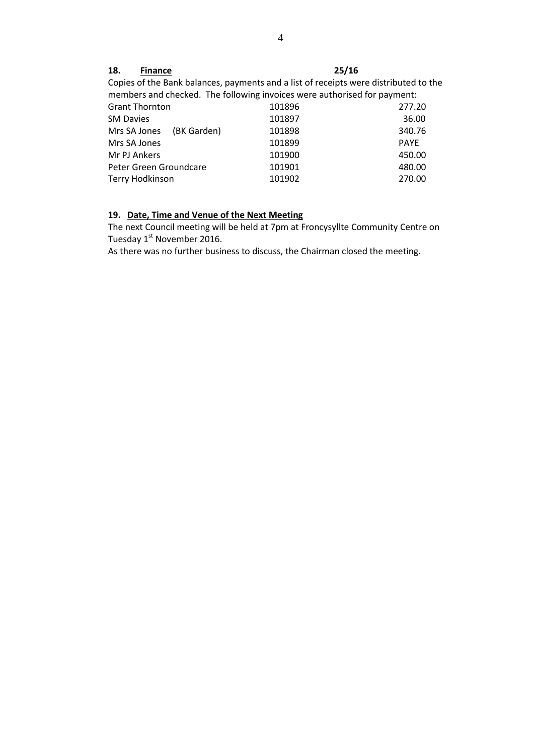## 18. <u>Finance</u> 25/16

Copies of the Bank balances, payments and a list of receipts were distributed to the members and checked. The following invoices were authorised for payment:

| | | |
|---|---|---|
| Grant Thornton | 101896 | 277.20 |
| SM Davies | 101897 | 36.00 |
| Mrs SA Jones (BK Garden) | 101898 | 340.76 |
| Mrs SA Jones | 101899 | PAYE |
| Mr PJ Ankers | 101900 | 450.00 |
| Peter Green Groundcare | 101901 | 480.00 |
| Terry Hodkinson | 101902 | 270.00 |

## 19. <u>Date, Time and Venue of the Next Meeting</u>

The next Council meeting will be held at 7pm at Froncysyllte Community Centre on Tuesday 1st November 2016.

As there was no further business to discuss, the Chairman closed the meeting.